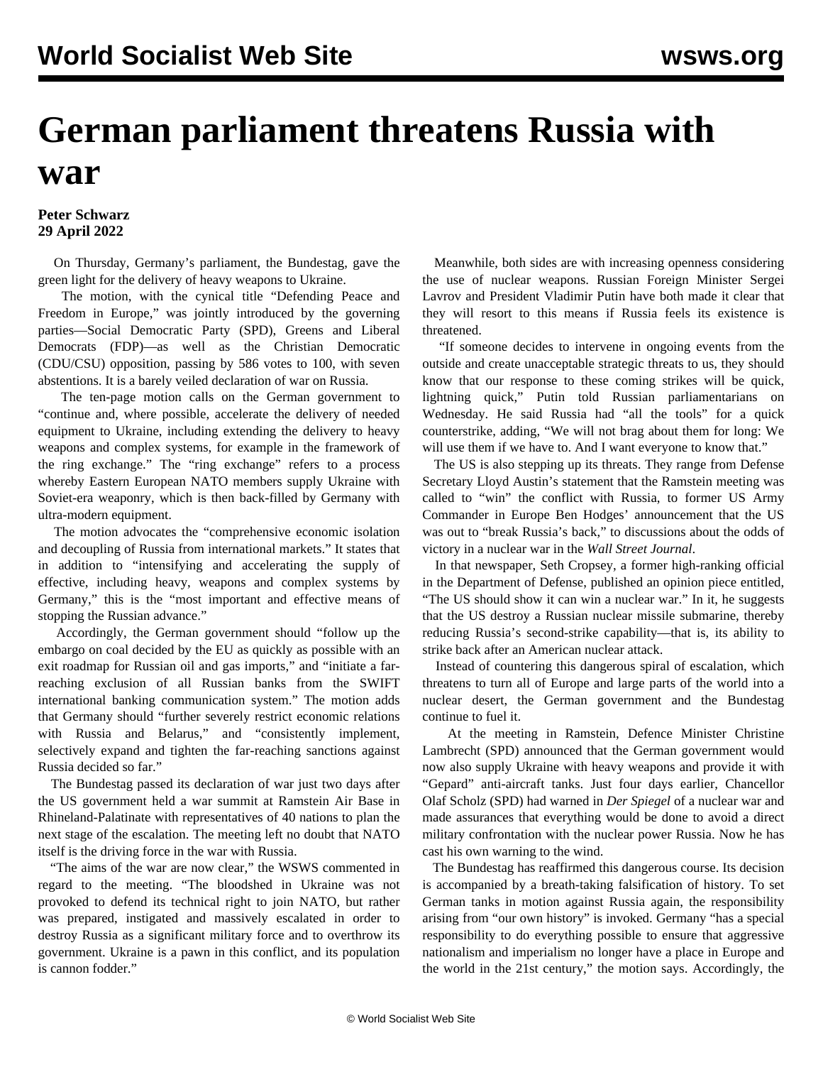# German parliament threatens Russia with war

**Peter Schwarz**
**29 April 2022**

On Thursday, Germany's parliament, the Bundestag, gave the green light for the delivery of heavy weapons to Ukraine.

The motion, with the cynical title "Defending Peace and Freedom in Europe," was jointly introduced by the governing parties—Social Democratic Party (SPD), Greens and Liberal Democrats (FDP)—as well as the Christian Democratic (CDU/CSU) opposition, passing by 586 votes to 100, with seven abstentions. It is a barely veiled declaration of war on Russia.

The ten-page motion calls on the German government to "continue and, where possible, accelerate the delivery of needed equipment to Ukraine, including extending the delivery to heavy weapons and complex systems, for example in the framework of the ring exchange." The "ring exchange" refers to a process whereby Eastern European NATO members supply Ukraine with Soviet-era weaponry, which is then back-filled by Germany with ultra-modern equipment.

The motion advocates the "comprehensive economic isolation and decoupling of Russia from international markets." It states that in addition to "intensifying and accelerating the supply of effective, including heavy, weapons and complex systems by Germany," this is the "most important and effective means of stopping the Russian advance."

Accordingly, the German government should "follow up the embargo on coal decided by the EU as quickly as possible with an exit roadmap for Russian oil and gas imports," and "initiate a far-reaching exclusion of all Russian banks from the SWIFT international banking communication system." The motion adds that Germany should "further severely restrict economic relations with Russia and Belarus," and "consistently implement, selectively expand and tighten the far-reaching sanctions against Russia decided so far."

The Bundestag passed its declaration of war just two days after the US government held a war summit at Ramstein Air Base in Rhineland-Palatinate with representatives of 40 nations to plan the next stage of the escalation. The meeting left no doubt that NATO itself is the driving force in the war with Russia.

"The aims of the war are now clear," the WSWS commented in regard to the meeting. "The bloodshed in Ukraine was not provoked to defend its technical right to join NATO, but rather was prepared, instigated and massively escalated in order to destroy Russia as a significant military force and to overthrow its government. Ukraine is a pawn in this conflict, and its population is cannon fodder."

Meanwhile, both sides are with increasing openness considering the use of nuclear weapons. Russian Foreign Minister Sergei Lavrov and President Vladimir Putin have both made it clear that they will resort to this means if Russia feels its existence is threatened.

"If someone decides to intervene in ongoing events from the outside and create unacceptable strategic threats to us, they should know that our response to these coming strikes will be quick, lightning quick," Putin told Russian parliamentarians on Wednesday. He said Russia had "all the tools" for a quick counterstrike, adding, "We will not brag about them for long: We will use them if we have to. And I want everyone to know that."

The US is also stepping up its threats. They range from Defense Secretary Lloyd Austin's statement that the Ramstein meeting was called to "win" the conflict with Russia, to former US Army Commander in Europe Ben Hodges' announcement that the US was out to "break Russia's back," to discussions about the odds of victory in a nuclear war in the *Wall Street Journal*.

In that newspaper, Seth Cropsey, a former high-ranking official in the Department of Defense, published an opinion piece entitled, "The US should show it can win a nuclear war." In it, he suggests that the US destroy a Russian nuclear missile submarine, thereby reducing Russia's second-strike capability—that is, its ability to strike back after an American nuclear attack.

Instead of countering this dangerous spiral of escalation, which threatens to turn all of Europe and large parts of the world into a nuclear desert, the German government and the Bundestag continue to fuel it.

At the meeting in Ramstein, Defence Minister Christine Lambrecht (SPD) announced that the German government would now also supply Ukraine with heavy weapons and provide it with "Gepard" anti-aircraft tanks. Just four days earlier, Chancellor Olaf Scholz (SPD) had warned in *Der Spiegel* of a nuclear war and made assurances that everything would be done to avoid a direct military confrontation with the nuclear power Russia. Now he has cast his own warning to the wind.

The Bundestag has reaffirmed this dangerous course. Its decision is accompanied by a breath-taking falsification of history. To set German tanks in motion against Russia again, the responsibility arising from "our own history" is invoked. Germany "has a special responsibility to do everything possible to ensure that aggressive nationalism and imperialism no longer have a place in Europe and the world in the 21st century," the motion says. Accordingly, the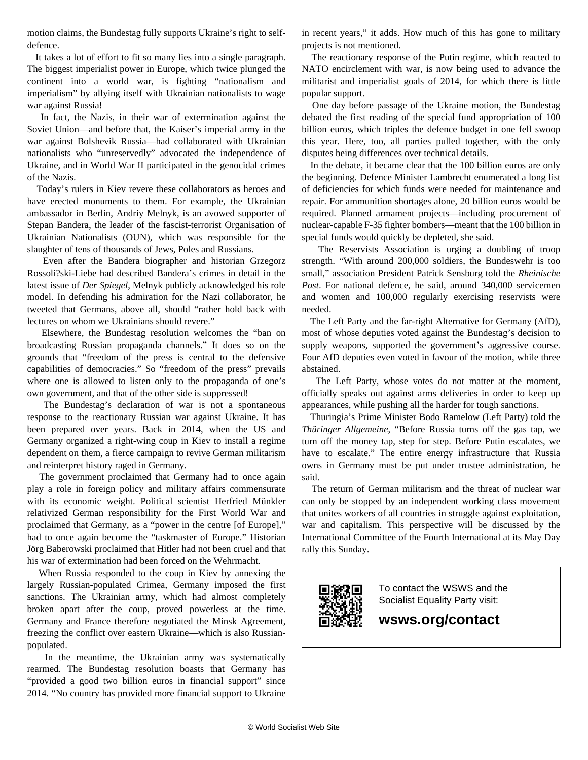motion claims, the Bundestag fully supports Ukraine's right to self-defence.

It takes a lot of effort to fit so many lies into a single paragraph. The biggest imperialist power in Europe, which twice plunged the continent into a world war, is fighting "nationalism and imperialism" by allying itself with Ukrainian nationalists to wage war against Russia!

In fact, the Nazis, in their war of extermination against the Soviet Union—and before that, the Kaiser's imperial army in the war against Bolshevik Russia—had collaborated with Ukrainian nationalists who "unreservedly" advocated the independence of Ukraine, and in World War II participated in the genocidal crimes of the Nazis.

Today's rulers in Kiev revere these collaborators as heroes and have erected monuments to them. For example, the Ukrainian ambassador in Berlin, Andriy Melnyk, is an avowed supporter of Stepan Bandera, the leader of the fascist-terrorist Organisation of Ukrainian Nationalists (OUN), which was responsible for the slaughter of tens of thousands of Jews, Poles and Russians.

Even after the Bandera biographer and historian Grzegorz Rossoli?ski-Liebe had described Bandera's crimes in detail in the latest issue of *Der Spiegel*, Melnyk publicly acknowledged his role model. In defending his admiration for the Nazi collaborator, he tweeted that Germans, above all, should "rather hold back with lectures on whom we Ukrainians should revere."

Elsewhere, the Bundestag resolution welcomes the "ban on broadcasting Russian propaganda channels." It does so on the grounds that "freedom of the press is central to the defensive capabilities of democracies." So "freedom of the press" prevails where one is allowed to listen only to the propaganda of one's own government, and that of the other side is suppressed!

The Bundestag's declaration of war is not a spontaneous response to the reactionary Russian war against Ukraine. It has been prepared over years. Back in 2014, when the US and Germany organized a right-wing coup in Kiev to install a regime dependent on them, a fierce campaign to revive German militarism and reinterpret history raged in Germany.

The government proclaimed that Germany had to once again play a role in foreign policy and military affairs commensurate with its economic weight. Political scientist Herfried Münkler relativized German responsibility for the First World War and proclaimed that Germany, as a "power in the centre [of Europe]," had to once again become the "taskmaster of Europe." Historian Jörg Baberowski proclaimed that Hitler had not been cruel and that his war of extermination had been forced on the Wehrmacht.

When Russia responded to the coup in Kiev by annexing the largely Russian-populated Crimea, Germany imposed the first sanctions. The Ukrainian army, which had almost completely broken apart after the coup, proved powerless at the time. Germany and France therefore negotiated the Minsk Agreement, freezing the conflict over eastern Ukraine—which is also Russian-populated.

In the meantime, the Ukrainian army was systematically rearmed. The Bundestag resolution boasts that Germany has "provided a good two billion euros in financial support" since 2014. "No country has provided more financial support to Ukraine in recent years," it adds. How much of this has gone to military projects is not mentioned.

The reactionary response of the Putin regime, which reacted to NATO encirclement with war, is now being used to advance the militarist and imperialist goals of 2014, for which there is little popular support.

One day before passage of the Ukraine motion, the Bundestag debated the first reading of the special fund appropriation of 100 billion euros, which triples the defence budget in one fell swoop this year. Here, too, all parties pulled together, with the only disputes being differences over technical details.

In the debate, it became clear that the 100 billion euros are only the beginning. Defence Minister Lambrecht enumerated a long list of deficiencies for which funds were needed for maintenance and repair. For ammunition shortages alone, 20 billion euros would be required. Planned armament projects—including procurement of nuclear-capable F-35 fighter bombers—meant that the 100 billion in special funds would quickly be depleted, she said.

The Reservists Association is urging a doubling of troop strength. "With around 200,000 soldiers, the Bundeswehr is too small," association President Patrick Sensburg told the *Rheinische Post*. For national defence, he said, around 340,000 servicemen and women and 100,000 regularly exercising reservists were needed.

The Left Party and the far-right Alternative for Germany (AfD), most of whose deputies voted against the Bundestag's decision to supply weapons, supported the government's aggressive course. Four AfD deputies even voted in favour of the motion, while three abstained.

The Left Party, whose votes do not matter at the moment, officially speaks out against arms deliveries in order to keep up appearances, while pushing all the harder for tough sanctions.

Thuringia's Prime Minister Bodo Ramelow (Left Party) told the *Thüringer Allgemeine*, "Before Russia turns off the gas tap, we turn off the money tap, step for step. Before Putin escalates, we have to escalate." The entire energy infrastructure that Russia owns in Germany must be put under trustee administration, he said.

The return of German militarism and the threat of nuclear war can only be stopped by an independent working class movement that unites workers of all countries in struggle against exploitation, war and capitalism. This perspective will be discussed by the International Committee of the Fourth International at its May Day rally this Sunday.

To contact the WSWS and the Socialist Equality Party visit:

**wsws.org/contact**